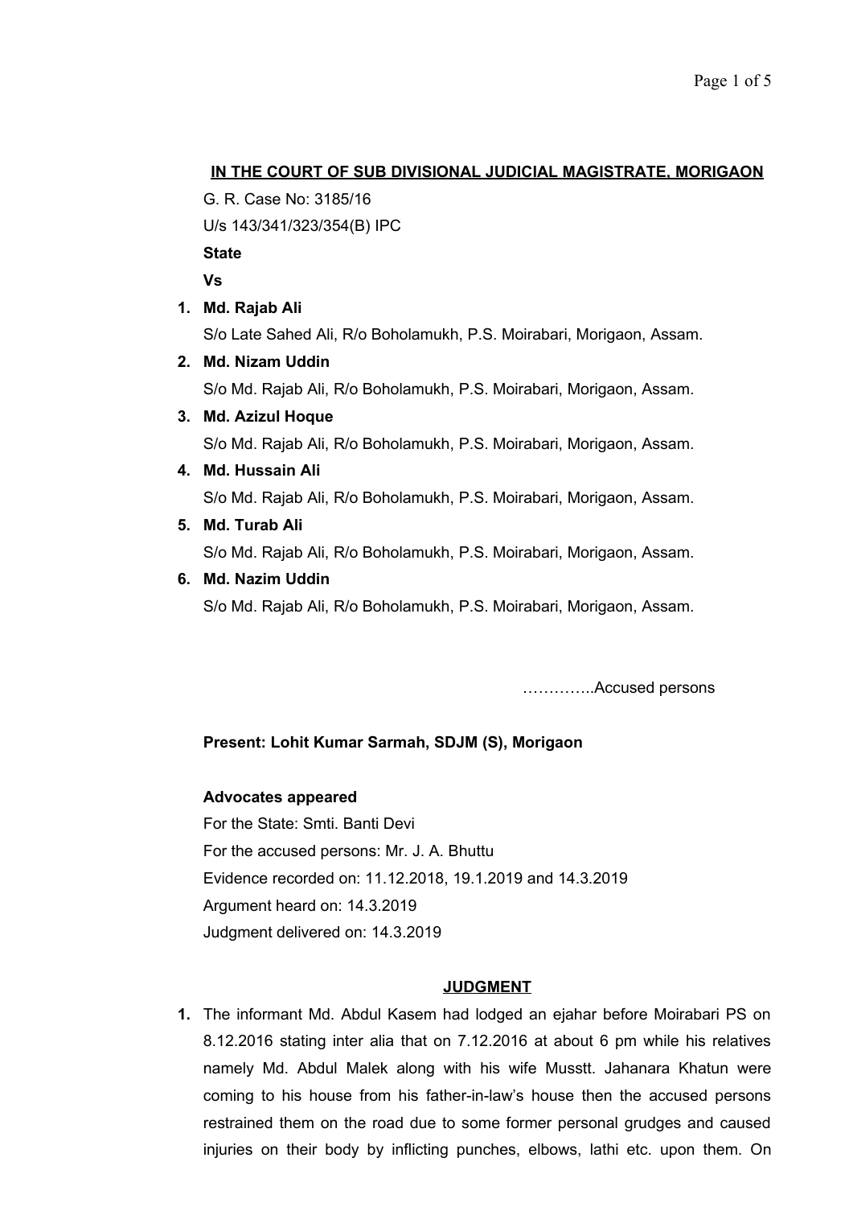**IN THE COURT OF SUB DIVISIONAL JUDICIAL MAGISTRATE, MORIGAON**

G. R. Case No: 3185/16

U/s 143/341/323/354(B) IPC

**State**

**Vs**

1. **Md. Rajab Ali**
   S/o Late Sahed Ali, R/o Boholamukh, P.S. Moirabari, Morigaon, Assam.
2. **Md. Nizam Uddin**
   S/o Md. Rajab Ali, R/o Boholamukh, P.S. Moirabari, Morigaon, Assam.
3. **Md. Azizul Hoque**
   S/o Md. Rajab Ali, R/o Boholamukh, P.S. Moirabari, Morigaon, Assam.
4. **Md. Hussain Ali**
   S/o Md. Rajab Ali, R/o Boholamukh, P.S. Moirabari, Morigaon, Assam.
5. **Md. Turab Ali**
   S/o Md. Rajab Ali, R/o Boholamukh, P.S. Moirabari, Morigaon, Assam.
6. **Md. Nazim Uddin**
   S/o Md. Rajab Ali, R/o Boholamukh, P.S. Moirabari, Morigaon, Assam.

…………..Accused persons

**Present: Lohit Kumar Sarmah, SDJM (S), Morigaon**

**Advocates appeared**

For the State: Smti. Banti Devi

For the accused persons: Mr. J. A. Bhuttu

Evidence recorded on: 11.12.2018, 19.1.2019 and 14.3.2019

Argument heard on: 14.3.2019

Judgment delivered on: 14.3.2019

**JUDGMENT**

1. The informant Md. Abdul Kasem had lodged an ejahar before Moirabari PS on 8.12.2016 stating inter alia that on 7.12.2016 at about 6 pm while his relatives namely Md. Abdul Malek along with his wife Musstt. Jahanara Khatun were coming to his house from his father-in-law's house then the accused persons restrained them on the road due to some former personal grudges and caused injuries on their body by inflicting punches, elbows, lathi etc. upon them. On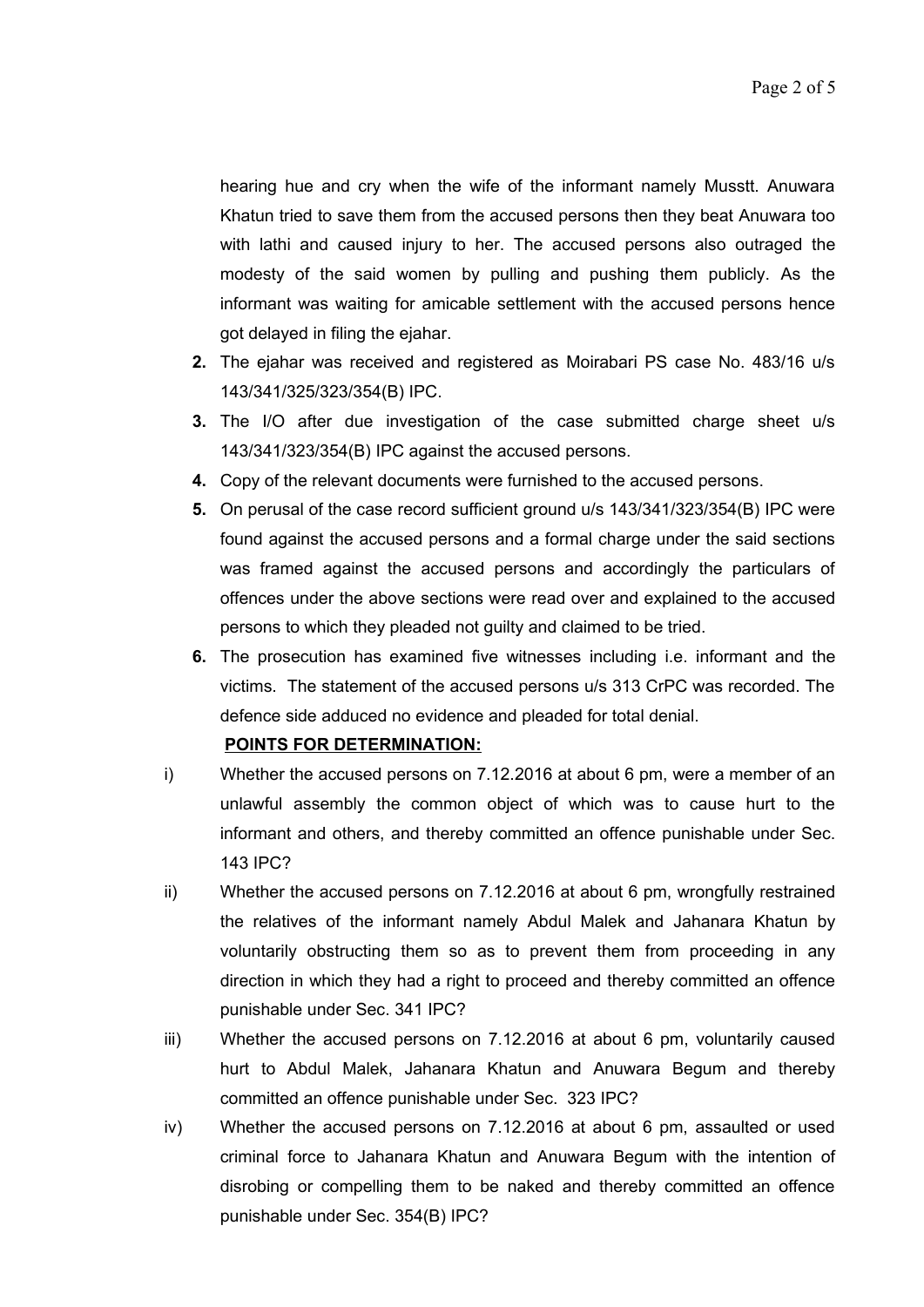hearing hue and cry when the wife of the informant namely Musstt. Anuwara Khatun tried to save them from the accused persons then they beat Anuwara too with lathi and caused injury to her. The accused persons also outraged the modesty of the said women by pulling and pushing them publicly. As the informant was waiting for amicable settlement with the accused persons hence got delayed in filing the ejahar.

**2.** The ejahar was received and registered as Moirabari PS case No. 483/16 u/s 143/341/325/323/354(B) IPC.

**3.** The I/O after due investigation of the case submitted charge sheet u/s 143/341/323/354(B) IPC against the accused persons.

**4.** Copy of the relevant documents were furnished to the accused persons.

**5.** On perusal of the case record sufficient ground u/s 143/341/323/354(B) IPC were found against the accused persons and a formal charge under the said sections was framed against the accused persons and accordingly the particulars of offences under the above sections were read over and explained to the accused persons to which they pleaded not guilty and claimed to be tried.

**6.** The prosecution has examined five witnesses including i.e. informant and the victims. The statement of the accused persons u/s 313 CrPC was recorded. The defence side adduced no evidence and pleaded for total denial.

**POINTS FOR DETERMINATION:**

i) Whether the accused persons on 7.12.2016 at about 6 pm, were a member of an unlawful assembly the common object of which was to cause hurt to the informant and others, and thereby committed an offence punishable under Sec. 143 IPC?

ii) Whether the accused persons on 7.12.2016 at about 6 pm, wrongfully restrained the relatives of the informant namely Abdul Malek and Jahanara Khatun by voluntarily obstructing them so as to prevent them from proceeding in any direction in which they had a right to proceed and thereby committed an offence punishable under Sec. 341 IPC?

iii) Whether the accused persons on 7.12.2016 at about 6 pm, voluntarily caused hurt to Abdul Malek, Jahanara Khatun and Anuwara Begum and thereby committed an offence punishable under Sec. 323 IPC?

iv) Whether the accused persons on 7.12.2016 at about 6 pm, assaulted or used criminal force to Jahanara Khatun and Anuwara Begum with the intention of disrobing or compelling them to be naked and thereby committed an offence punishable under Sec. 354(B) IPC?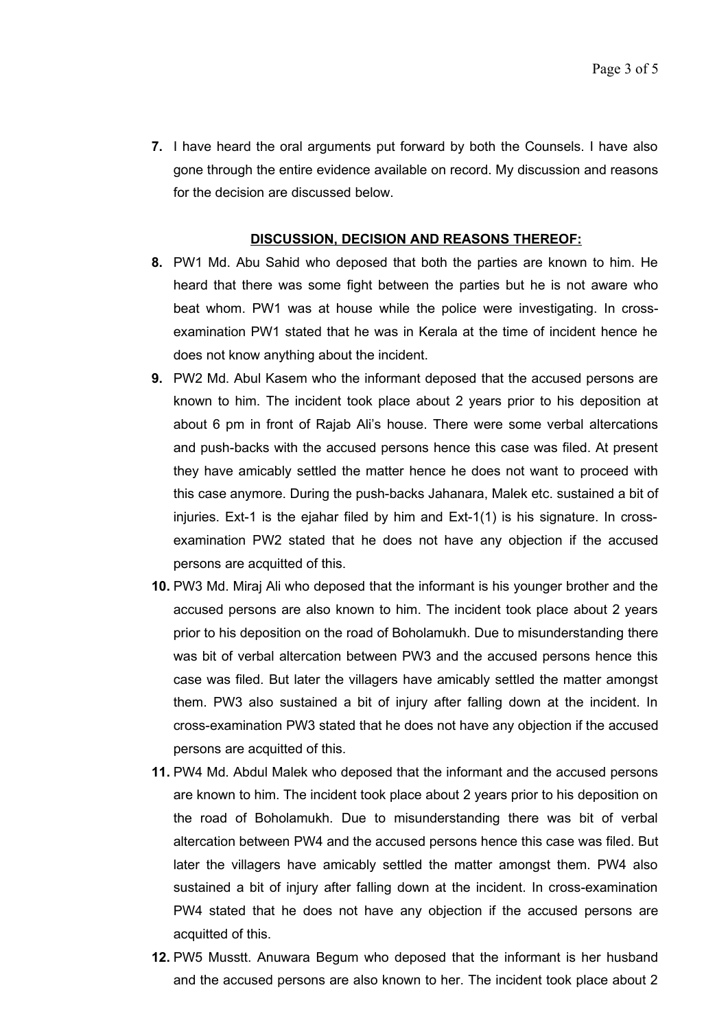7. I have heard the oral arguments put forward by both the Counsels. I have also gone through the entire evidence available on record. My discussion and reasons for the decision are discussed below.

## DISCUSSION, DECISION AND REASONS THEREOF:

8. PW1 Md. Abu Sahid who deposed that both the parties are known to him. He heard that there was some fight between the parties but he is not aware who beat whom. PW1 was at house while the police were investigating. In cross-examination PW1 stated that he was in Kerala at the time of incident hence he does not know anything about the incident.

9. PW2 Md. Abul Kasem who the informant deposed that the accused persons are known to him. The incident took place about 2 years prior to his deposition at about 6 pm in front of Rajab Ali's house. There were some verbal altercations and push-backs with the accused persons hence this case was filed. At present they have amicably settled the matter hence he does not want to proceed with this case anymore. During the push-backs Jahanara, Malek etc. sustained a bit of injuries. Ext-1 is the ejahar filed by him and Ext-1(1) is his signature. In cross-examination PW2 stated that he does not have any objection if the accused persons are acquitted of this.

10. PW3 Md. Miraj Ali who deposed that the informant is his younger brother and the accused persons are also known to him. The incident took place about 2 years prior to his deposition on the road of Boholamukh. Due to misunderstanding there was bit of verbal altercation between PW3 and the accused persons hence this case was filed. But later the villagers have amicably settled the matter amongst them. PW3 also sustained a bit of injury after falling down at the incident. In cross-examination PW3 stated that he does not have any objection if the accused persons are acquitted of this.

11. PW4 Md. Abdul Malek who deposed that the informant and the accused persons are known to him. The incident took place about 2 years prior to his deposition on the road of Boholamukh. Due to misunderstanding there was bit of verbal altercation between PW4 and the accused persons hence this case was filed. But later the villagers have amicably settled the matter amongst them. PW4 also sustained a bit of injury after falling down at the incident. In cross-examination PW4 stated that he does not have any objection if the accused persons are acquitted of this.

12. PW5 Musstt. Anuwara Begum who deposed that the informant is her husband and the accused persons are also known to her. The incident took place about 2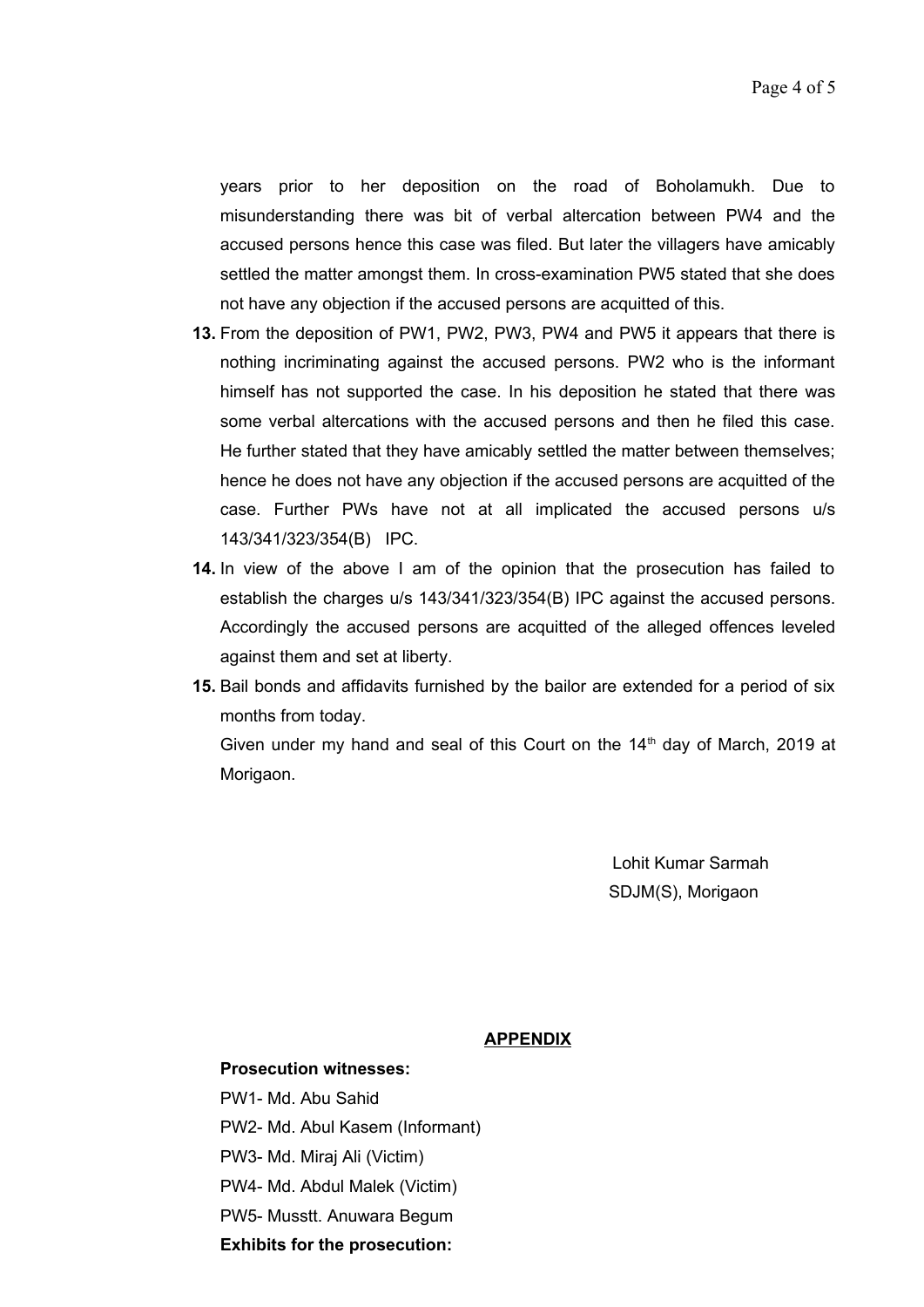years prior to her deposition on the road of Boholamukh. Due to misunderstanding there was bit of verbal altercation between PW4 and the accused persons hence this case was filed. But later the villagers have amicably settled the matter amongst them. In cross-examination PW5 stated that she does not have any objection if the accused persons are acquitted of this.

**13.** From the deposition of PW1, PW2, PW3, PW4 and PW5 it appears that there is nothing incriminating against the accused persons. PW2 who is the informant himself has not supported the case. In his deposition he stated that there was some verbal altercations with the accused persons and then he filed this case. He further stated that they have amicably settled the matter between themselves; hence he does not have any objection if the accused persons are acquitted of the case. Further PWs have not at all implicated the accused persons u/s 143/341/323/354(B) IPC.

**14.** In view of the above I am of the opinion that the prosecution has failed to establish the charges u/s 143/341/323/354(B) IPC against the accused persons. Accordingly the accused persons are acquitted of the alleged offences leveled against them and set at liberty.

**15.** Bail bonds and affidavits furnished by the bailor are extended for a period of six months from today.

Given under my hand and seal of this Court on the 14th day of March, 2019 at Morigaon.

Lohit Kumar Sarmah
SDJM(S), Morigaon

## APPENDIX

**Prosecution witnesses:**

PW1- Md. Abu Sahid

PW2- Md. Abul Kasem (Informant)

PW3- Md. Miraj Ali (Victim)

PW4- Md. Abdul Malek (Victim)

PW5- Musstt. Anuwara Begum

**Exhibits for the prosecution:**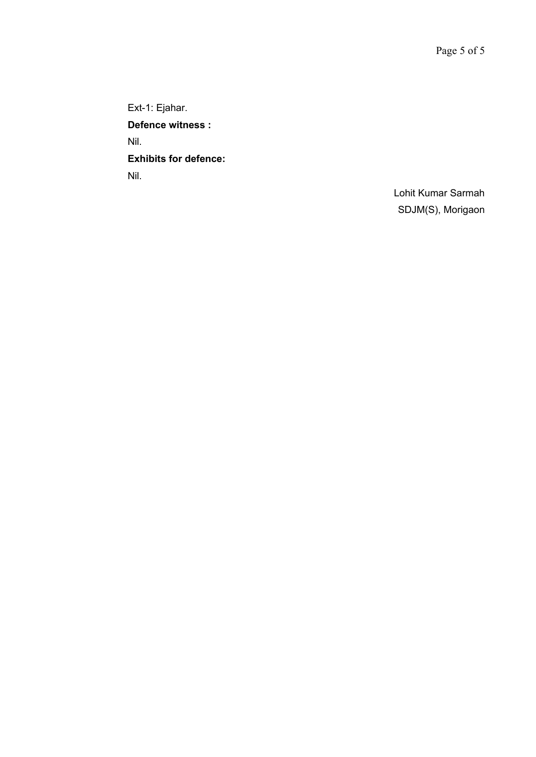Ext-1: Ejahar.

**Defence witness :**

Nil.

**Exhibits for defence:**

Nil.

Lohit Kumar Sarmah
SDJM(S), Morigaon